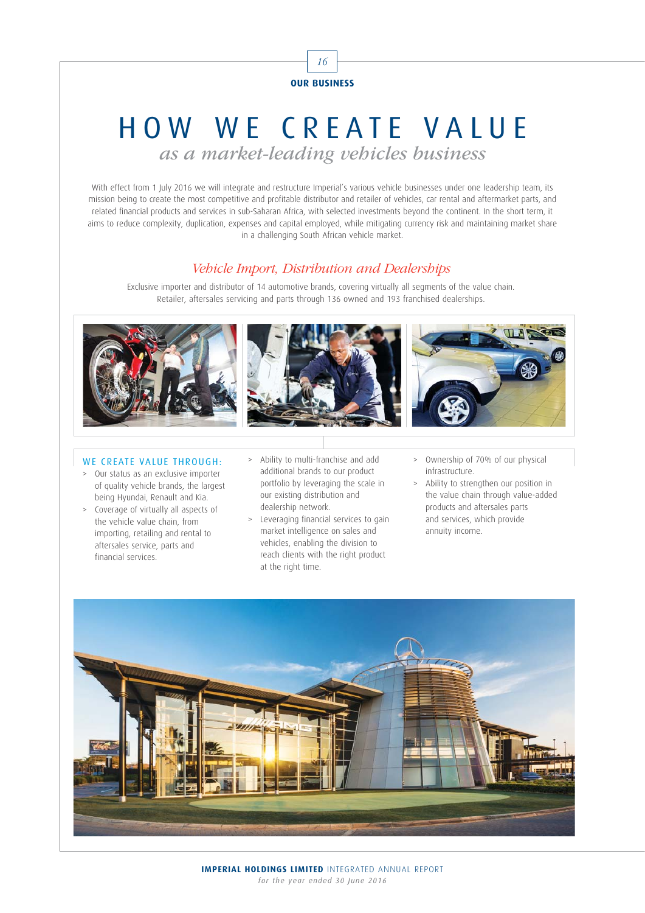OUR BUSINESS

# HOW WE CREATE VALUE

## *as a market-leading vehicles business*

With effect from 1 July 2016 we will integrate and restructure Imperial's various vehicle businesses under one leadership team, its mission being to create the most competitive and profitable distributor and retailer of vehicles, car rental and aftermarket parts, and related financial products and services in sub-Saharan Africa, with selected investments beyond the continent. In the short term, it aims to reduce complexity, duplication, expenses and capital employed, while mitigating currency risk and maintaining market share in a challenging South African vehicle market.

### *Vehicle Import, Distribution and Dealerships*

Exclusive importer and distributor of 14 automotive brands, covering virtually all segments of the value chain. Retailer, aftersales servicing and parts through 136 owned and 193 franchised dealerships.

#### WE CREATE VALUE THROUGH:

- Our status as an exclusive importer of quality vehicle brands, the largest being Hyundai, Renault and Kia.
- Coverage of virtually all aspects of the vehicle value chain, from importing, retailing and rental to aftersales service, parts and financial services.
- Ability to multi-franchise and add additional brands to our product portfolio by leveraging the scale in our existing distribution and dealership network.
- Leveraging financial services to gain market intelligence on sales and vehicles, enabling the division to reach clients with the right product at the right time.
- Ownership of 70% of our physical infrastructure.
- Ability to strengthen our position in the value chain through value-added products and aftersales parts and services, which provide annuity income.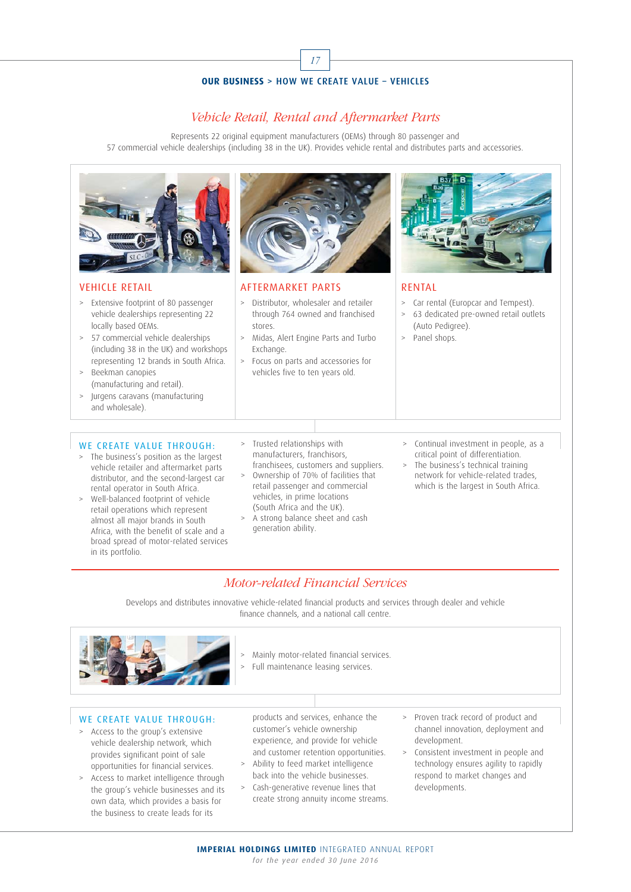**OUR BUSINESS** > HOW WE CREATE VALUE – VEHICLES

## *Vehicle Retail, Rental and Aftermarket Parts*

Represents 22 original equipment manufacturers (OEMs) through 80 passenger and 57 commercial vehicle dealerships (including 38 in the UK). Provides vehicle rental and distributes parts and accessories.

### VEHICLE RETAIL

- Extensive footprint of 80 passenger vehicle dealerships representing 22 locally based OEMs.
- 57 commercial vehicle dealerships (including 38 in the UK) and workshops representing 12 brands in South Africa.
- Beekman canopies (manufacturing and retail).
- Jurgens caravans (manufacturing and wholesale).

### AFTERMARKET PARTS

- Distributor, wholesaler and retailer through 764 owned and franchised stores.
- Midas, Alert Engine Parts and Turbo Exchange.
- Focus on parts and accessories for vehicles five to ten years old.

### RENTAL

- Car rental (Europcar and Tempest).
- 63 dedicated pre-owned retail outlets (Auto Pedigree).
- Panel shops.

### WE CREATE VALUE THROUGH:

- The business's position as the largest vehicle retailer and aftermarket parts distributor, and the second-largest car rental operator in South Africa.
- Well-balanced footprint of vehicle retail operations which represent almost all major brands in South Africa, with the benefit of scale and a broad spread of motor-related services in its portfolio.
- Trusted relationships with manufacturers, franchisors, franchisees, customers and suppliers.
- Ownership of 70% of facilities that retail passenger and commercial vehicles, in prime locations (South Africa and the UK).
- A strong balance sheet and cash generation ability.
- Continual investment in people, as a critical point of differentiation.
- The business's technical training network for vehicle-related trades, which is the largest in South Africa.

## *Motor-related Financial Services*

Develops and distributes innovative vehicle-related financial products and services through dealer and vehicle finance channels, and a national call centre.

- Mainly motor-related financial services.
- Full maintenance leasing services.

### WE CREATE VALUE THROUGH:

- Access to the group's extensive vehicle dealership network, which provides significant point of sale opportunities for financial services.
- Access to market intelligence through the group's vehicle businesses and its own data, which provides a basis for the business to create leads for its products and services, enhance the customer's vehicle ownership experience, and provide for vehicle and customer retention opportunities.
- Ability to feed market intelligence back into the vehicle businesses.
- Cash-generative revenue lines that create strong annuity income streams.
- Proven track record of product and channel innovation, deployment and development.
- Consistent investment in people and technology ensures agility to rapidly respond to market changes and developments.